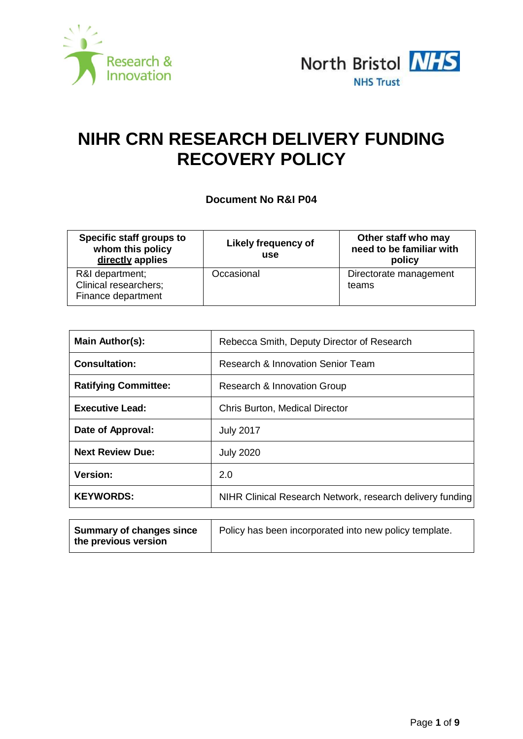# NIHR CRN RESEARCH DELIVERY FUNDING RECOVERY POLICY

**Document No R&I P04**

| Specific staff groups to whom this policy directly applies | Likely frequency of use | Other staff who may need to be familiar with policy |
| --- | --- | --- |
| R&I department; Clinical researchers; Finance department | Occasional | Directorate management teams |

| | |
| --- | --- |
| **Main Author(s):** | Rebecca Smith, Deputy Director of Research |
| **Consultation:** | Research & Innovation Senior Team |
| **Ratifying Committee:** | Research & Innovation Group |
| **Executive Lead:** | Chris Burton, Medical Director |
| **Date of Approval:** | July 2017 |
| **Next Review Due:** | July 2020 |
| **Version:** | 2.0 |
| **KEYWORDS:** | NIHR Clinical Research Network, research delivery funding |

| | |
| --- | --- |
| **Summary of changes since the previous version** | Policy has been incorporated into new policy template. |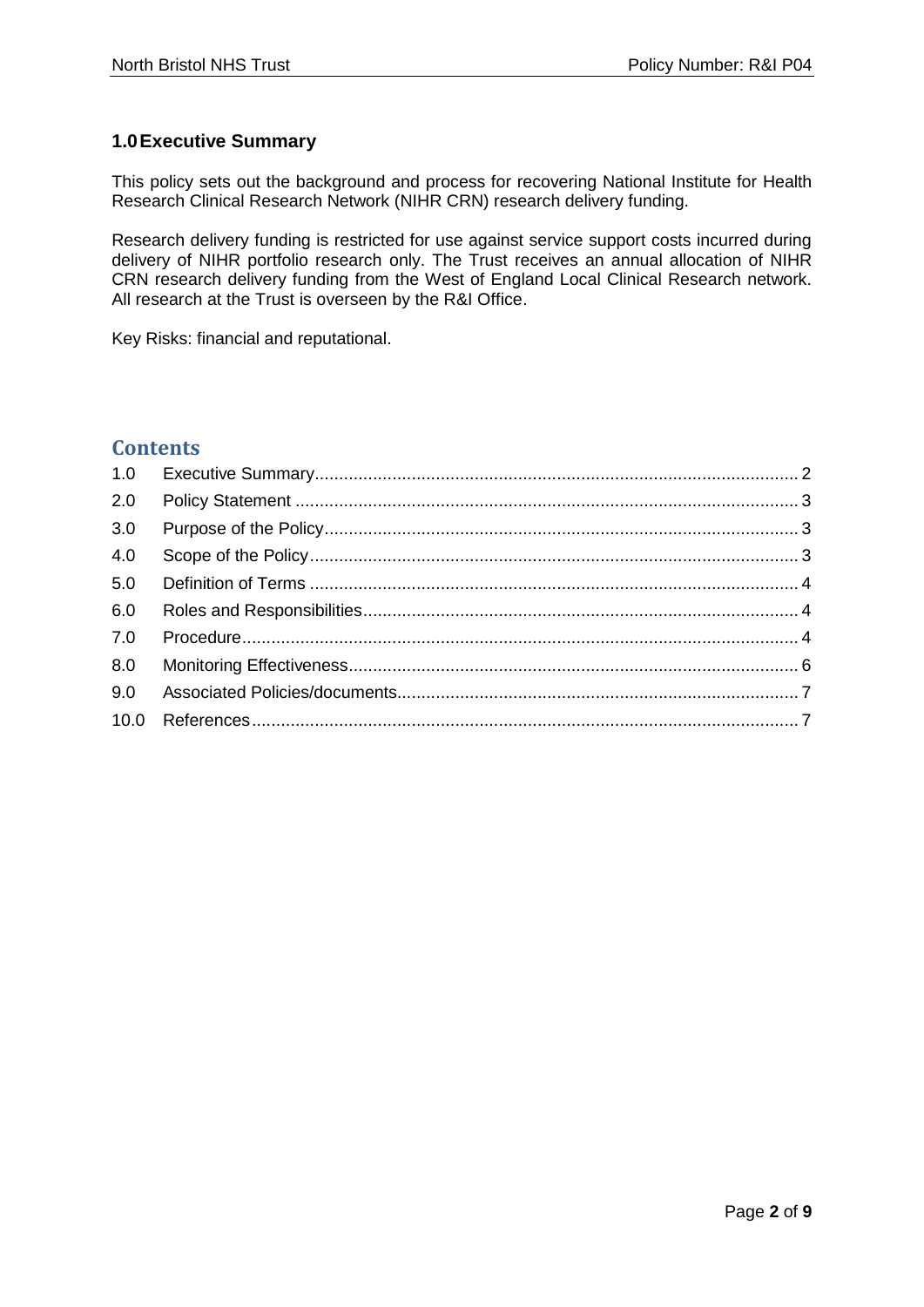## 1.0 Executive Summary

This policy sets out the background and process for recovering National Institute for Health Research Clinical Research Network (NIHR CRN) research delivery funding.

Research delivery funding is restricted for use against service support costs incurred during delivery of NIHR portfolio research only. The Trust receives an annual allocation of NIHR CRN research delivery funding from the West of England Local Clinical Research network. All research at the Trust is overseen by the R&I Office.

Key Risks: financial and reputational.

## Contents

| | | |
|---|---|---|
| 1.0 | Executive Summary | 2 |
| 2.0 | Policy Statement | 3 |
| 3.0 | Purpose of the Policy | 3 |
| 4.0 | Scope of the Policy | 3 |
| 5.0 | Definition of Terms | 4 |
| 6.0 | Roles and Responsibilities | 4 |
| 7.0 | Procedure | 4 |
| 8.0 | Monitoring Effectiveness | 6 |
| 9.0 | Associated Policies/documents | 7 |
| 10.0 | References | 7 |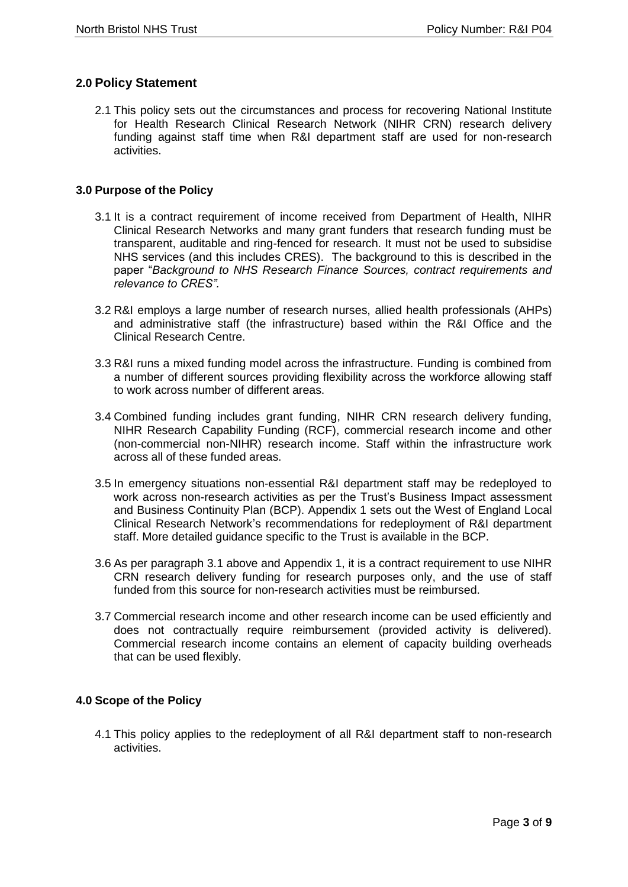## 2.0 Policy Statement

2.1 This policy sets out the circumstances and process for recovering National Institute for Health Research Clinical Research Network (NIHR CRN) research delivery funding against staff time when R&I department staff are used for non-research activities.

## 3.0 Purpose of the Policy

3.1 It is a contract requirement of income received from Department of Health, NIHR Clinical Research Networks and many grant funders that research funding must be transparent, auditable and ring-fenced for research. It must not be used to subsidise NHS services (and this includes CRES). The background to this is described in the paper "*Background to NHS Research Finance Sources, contract requirements and relevance to CRES".*

3.2 R&I employs a large number of research nurses, allied health professionals (AHPs) and administrative staff (the infrastructure) based within the R&I Office and the Clinical Research Centre.

3.3 R&I runs a mixed funding model across the infrastructure. Funding is combined from a number of different sources providing flexibility across the workforce allowing staff to work across number of different areas.

3.4 Combined funding includes grant funding, NIHR CRN research delivery funding, NIHR Research Capability Funding (RCF), commercial research income and other (non-commercial non-NIHR) research income. Staff within the infrastructure work across all of these funded areas.

3.5 In emergency situations non-essential R&I department staff may be redeployed to work across non-research activities as per the Trust's Business Impact assessment and Business Continuity Plan (BCP). Appendix 1 sets out the West of England Local Clinical Research Network's recommendations for redeployment of R&I department staff. More detailed guidance specific to the Trust is available in the BCP.

3.6 As per paragraph 3.1 above and Appendix 1, it is a contract requirement to use NIHR CRN research delivery funding for research purposes only, and the use of staff funded from this source for non-research activities must be reimbursed.

3.7 Commercial research income and other research income can be used efficiently and does not contractually require reimbursement (provided activity is delivered). Commercial research income contains an element of capacity building overheads that can be used flexibly.

## 4.0 Scope of the Policy

4.1 This policy applies to the redeployment of all R&I department staff to non-research activities.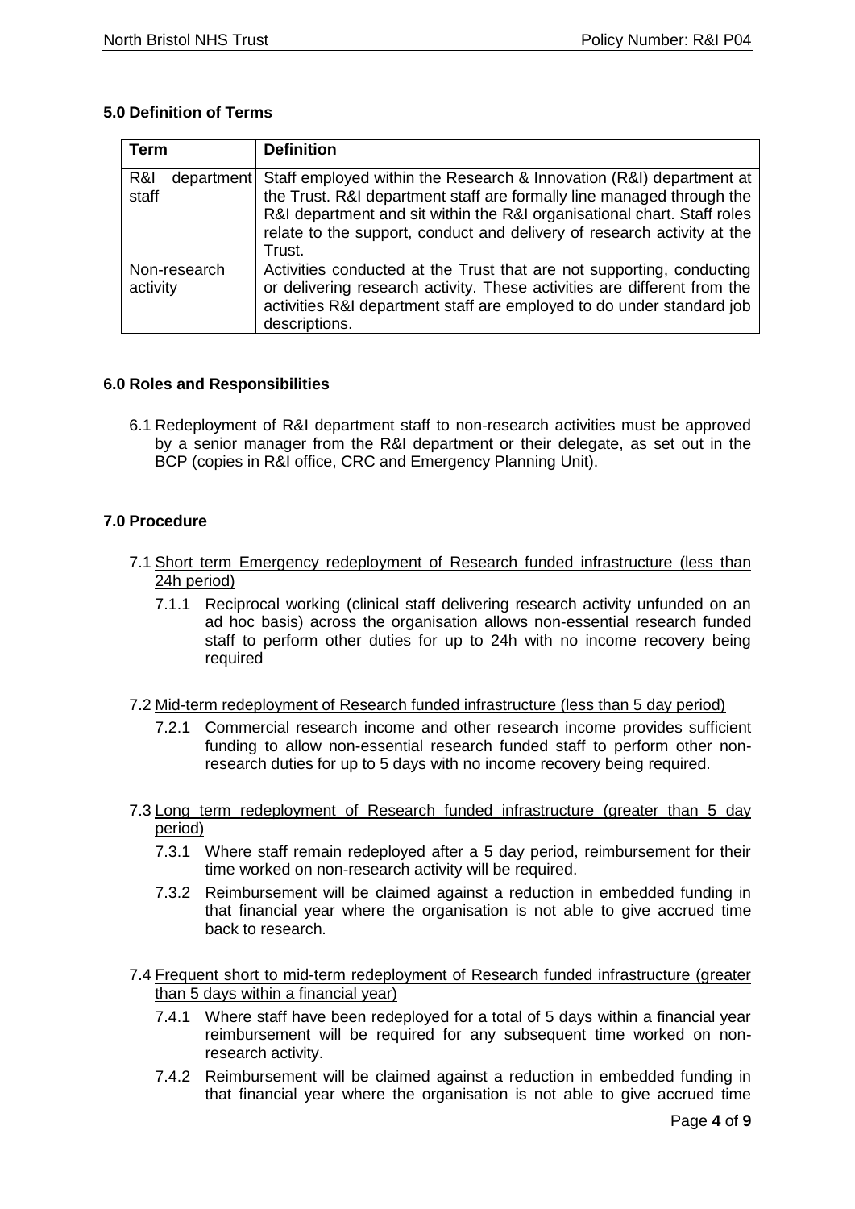### 5.0 Definition of Terms

| Term | Definition |
|---|---|
| R&I department staff | Staff employed within the Research & Innovation (R&I) department at the Trust. R&I department staff are formally line managed through the R&I department and sit within the R&I organisational chart. Staff roles relate to the support, conduct and delivery of research activity at the Trust. |
| Non-research activity | Activities conducted at the Trust that are not supporting, conducting or delivering research activity. These activities are different from the activities R&I department staff are employed to do under standard job descriptions. |

### 6.0 Roles and Responsibilities

6.1 Redeployment of R&I department staff to non-research activities must be approved by a senior manager from the R&I department or their delegate, as set out in the BCP (copies in R&I office, CRC and Emergency Planning Unit).

### 7.0 Procedure

7.1 Short term Emergency redeployment of Research funded infrastructure (less than 24h period)

7.1.1 Reciprocal working (clinical staff delivering research activity unfunded on an ad hoc basis) across the organisation allows non-essential research funded staff to perform other duties for up to 24h with no income recovery being required

7.2 Mid-term redeployment of Research funded infrastructure (less than 5 day period)

7.2.1 Commercial research income and other research income provides sufficient funding to allow non-essential research funded staff to perform other non-research duties for up to 5 days with no income recovery being required.

7.3 Long term redeployment of Research funded infrastructure (greater than 5 day period)

7.3.1 Where staff remain redeployed after a 5 day period, reimbursement for their time worked on non-research activity will be required.

7.3.2 Reimbursement will be claimed against a reduction in embedded funding in that financial year where the organisation is not able to give accrued time back to research.

7.4 Frequent short to mid-term redeployment of Research funded infrastructure (greater than 5 days within a financial year)

7.4.1 Where staff have been redeployed for a total of 5 days within a financial year reimbursement will be required for any subsequent time worked on non-research activity.

7.4.2 Reimbursement will be claimed against a reduction in embedded funding in that financial year where the organisation is not able to give accrued time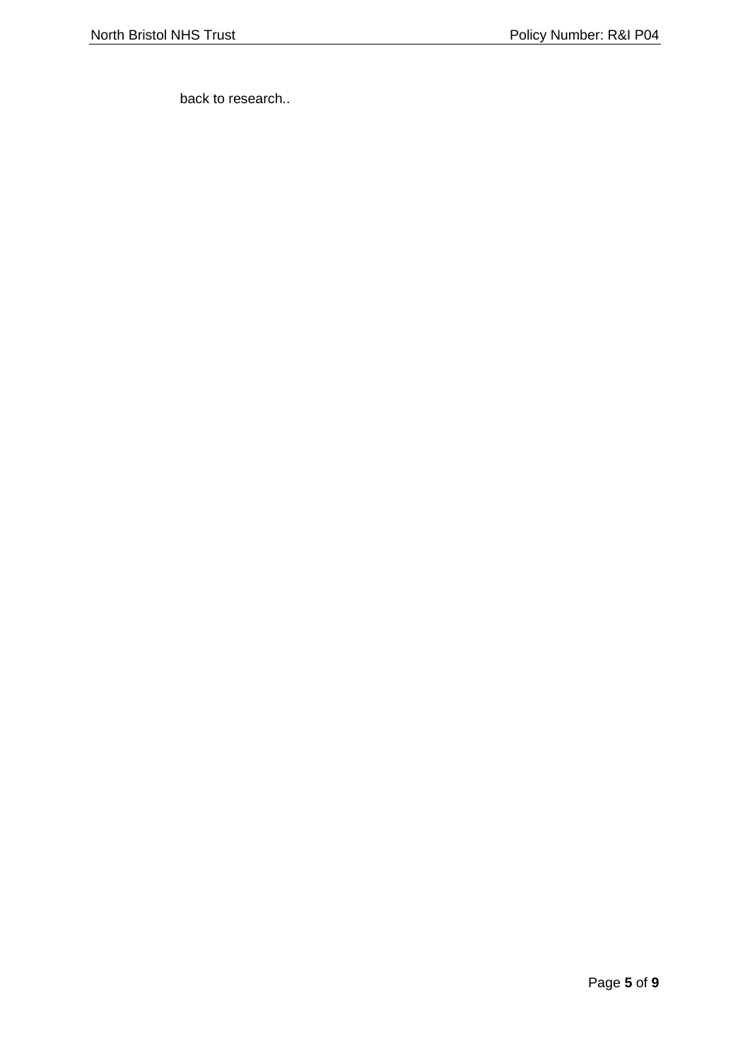back to research..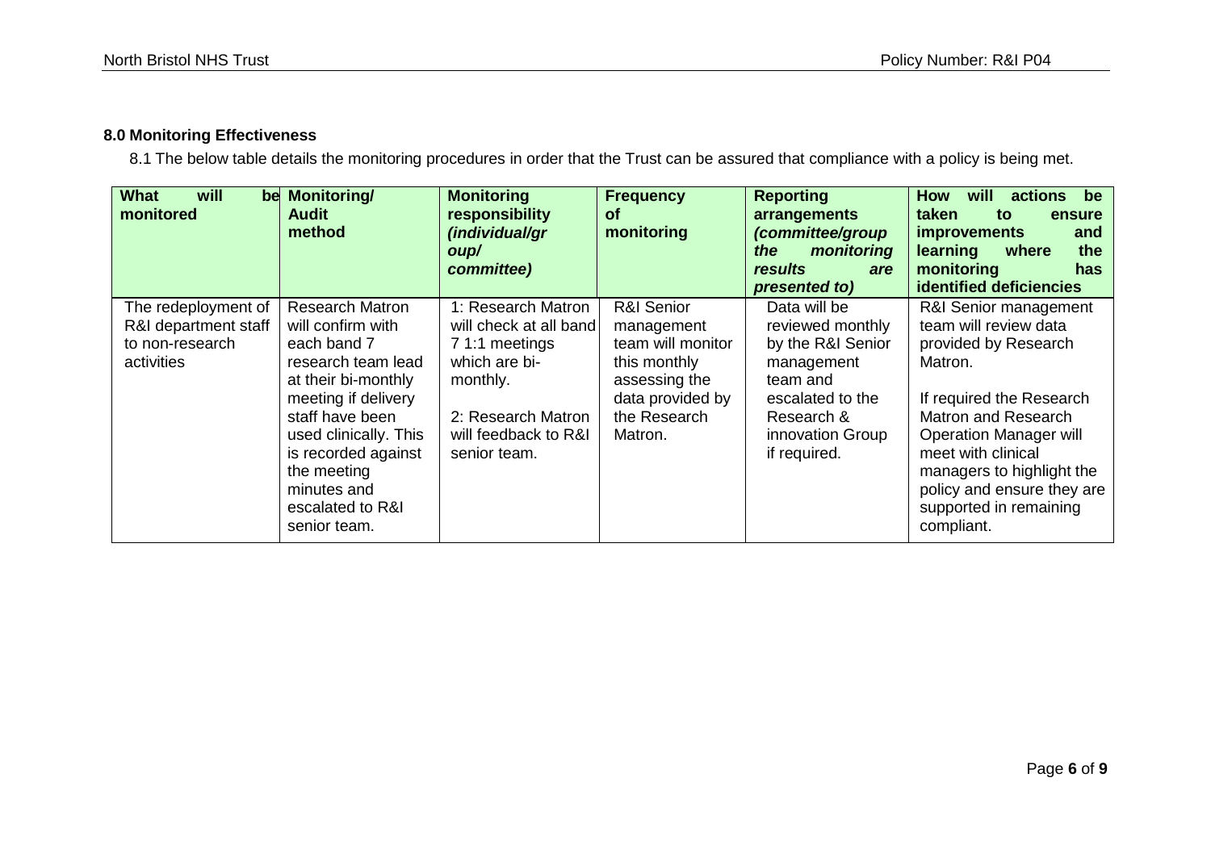## 8.0 Monitoring Effectiveness

8.1 The below table details the monitoring procedures in order that the Trust can be assured that compliance with a policy is being met.

| What will be monitored | Monitoring/ Audit method | Monitoring responsibility *(individual/group/ committee)* | Frequency of monitoring | Reporting arrangements *(committee/group the monitoring results are presented to)* | How will actions be taken to ensure improvements and learning where the monitoring has identified deficiencies |
| --- | --- | --- | --- | --- | --- |
| The redeployment of R&I department staff to non-research activities | Research Matron will confirm with each band 7 research team lead at their bi-monthly meeting if delivery staff have been used clinically. This is recorded against the meeting minutes and escalated to R&I senior team. | 1: Research Matron will check at all band 7 1:1 meetings which are bi-monthly.<br><br>2: Research Matron will feedback to R&I senior team. | R&I Senior management team will monitor this monthly assessing the data provided by the Research Matron. | Data will be reviewed monthly by the R&I Senior management team and escalated to the Research & innovation Group if required. | R&I Senior management team will review data provided by Research Matron.<br><br>If required the Research Matron and Research Operation Manager will meet with clinical managers to highlight the policy and ensure they are supported in remaining compliant. |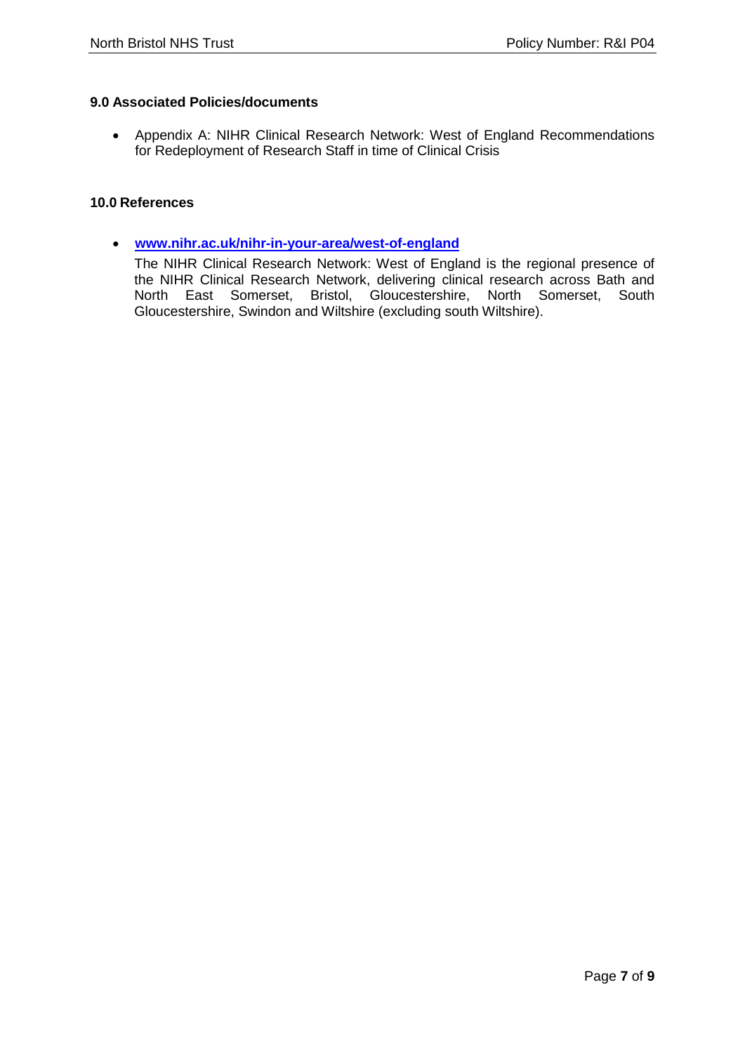## 9.0 Associated Policies/documents

- Appendix A: NIHR Clinical Research Network: West of England Recommendations for Redeployment of Research Staff in time of Clinical Crisis

## 10.0 References

- **www.nihr.ac.uk/nihr-in-your-area/west-of-england**

  The NIHR Clinical Research Network: West of England is the regional presence of the NIHR Clinical Research Network, delivering clinical research across Bath and North East Somerset, Bristol, Gloucestershire, North Somerset, South Gloucestershire, Swindon and Wiltshire (excluding south Wiltshire).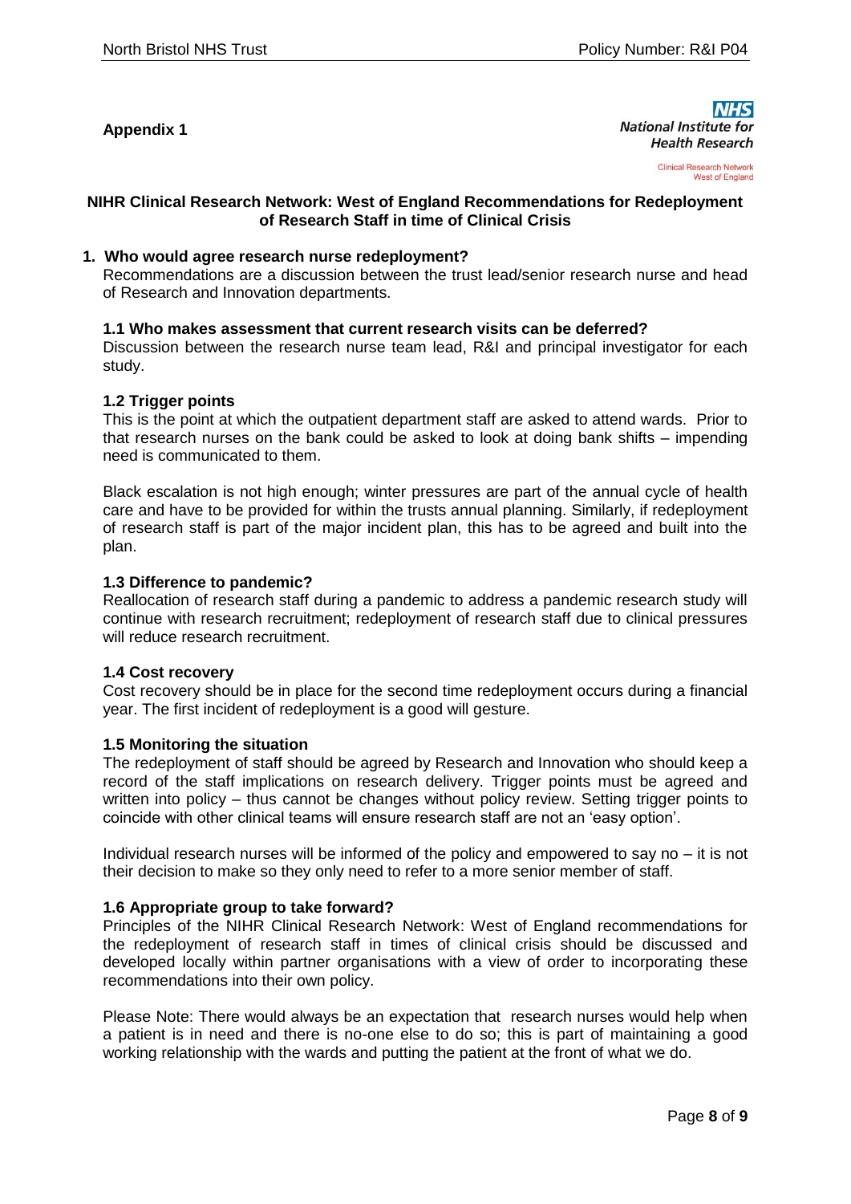**Appendix 1**

NHS
National Institute for Health Research
Clinical Research Network West of England

## NIHR Clinical Research Network: West of England Recommendations for Redeployment of Research Staff in time of Clinical Crisis

### 1. Who would agree research nurse redeployment?

Recommendations are a discussion between the trust lead/senior research nurse and head of Research and Innovation departments.

#### 1.1 Who makes assessment that current research visits can be deferred?

Discussion between the research nurse team lead, R&I and principal investigator for each study.

#### 1.2 Trigger points

This is the point at which the outpatient department staff are asked to attend wards. Prior to that research nurses on the bank could be asked to look at doing bank shifts – impending need is communicated to them.

Black escalation is not high enough; winter pressures are part of the annual cycle of health care and have to be provided for within the trusts annual planning. Similarly, if redeployment of research staff is part of the major incident plan, this has to be agreed and built into the plan.

#### 1.3 Difference to pandemic?

Reallocation of research staff during a pandemic to address a pandemic research study will continue with research recruitment; redeployment of research staff due to clinical pressures will reduce research recruitment.

#### 1.4 Cost recovery

Cost recovery should be in place for the second time redeployment occurs during a financial year. The first incident of redeployment is a good will gesture.

#### 1.5 Monitoring the situation

The redeployment of staff should be agreed by Research and Innovation who should keep a record of the staff implications on research delivery. Trigger points must be agreed and written into policy – thus cannot be changes without policy review. Setting trigger points to coincide with other clinical teams will ensure research staff are not an 'easy option'.

Individual research nurses will be informed of the policy and empowered to say no – it is not their decision to make so they only need to refer to a more senior member of staff.

#### 1.6 Appropriate group to take forward?

Principles of the NIHR Clinical Research Network: West of England recommendations for the redeployment of research staff in times of clinical crisis should be discussed and developed locally within partner organisations with a view of order to incorporating these recommendations into their own policy.

Please Note: There would always be an expectation that research nurses would help when a patient is in need and there is no-one else to do so; this is part of maintaining a good working relationship with the wards and putting the patient at the front of what we do.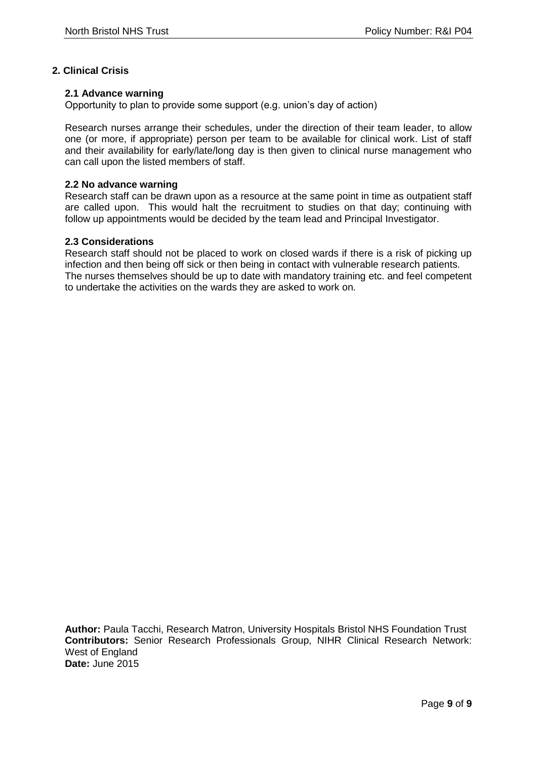## 2. Clinical Crisis

### 2.1 Advance warning

Opportunity to plan to provide some support (e.g. union's day of action)

Research nurses arrange their schedules, under the direction of their team leader, to allow one (or more, if appropriate) person per team to be available for clinical work. List of staff and their availability for early/late/long day is then given to clinical nurse management who can call upon the listed members of staff.

### 2.2 No advance warning

Research staff can be drawn upon as a resource at the same point in time as outpatient staff are called upon. This would halt the recruitment to studies on that day; continuing with follow up appointments would be decided by the team lead and Principal Investigator.

### 2.3 Considerations

Research staff should not be placed to work on closed wards if there is a risk of picking up infection and then being off sick or then being in contact with vulnerable research patients. The nurses themselves should be up to date with mandatory training etc. and feel competent to undertake the activities on the wards they are asked to work on.

**Author:** Paula Tacchi, Research Matron, University Hospitals Bristol NHS Foundation Trust
**Contributors:** Senior Research Professionals Group, NIHR Clinical Research Network: West of England
**Date:** June 2015